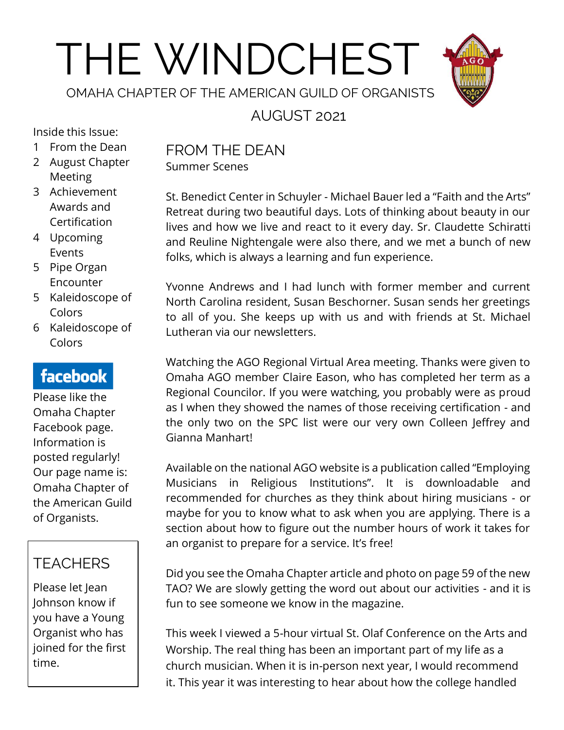# THE WINDCHEST

OMAHA CHAPTER OF THE AMERICAN GUILD OF ORGANISTS

AUGUST 2021

Inside this Issue:

1. From the Dean
2. August Chapter Meeting
3. Achievement Awards and Certification
4. Upcoming Events
5. Pipe Organ Encounter
5. Kaleidoscope of Colors
6. Kaleidoscope of Colors

**facebook**

Please like the Omaha Chapter Facebook page. Information is posted regularly! Our page name is: Omaha Chapter of the American Guild of Organists.

## TEACHERS

Please let Jean Johnson know if you have a Young Organist who has joined for the first time.

## FROM THE DEAN

Summer Scenes

St. Benedict Center in Schuyler - Michael Bauer led a "Faith and the Arts" Retreat during two beautiful days. Lots of thinking about beauty in our lives and how we live and react to it every day. Sr. Claudette Schiratti and Reuline Nightengale were also there, and we met a bunch of new folks, which is always a learning and fun experience.

Yvonne Andrews and I had lunch with former member and current North Carolina resident, Susan Beschorner. Susan sends her greetings to all of you. She keeps up with us and with friends at St. Michael Lutheran via our newsletters.

Watching the AGO Regional Virtual Area meeting. Thanks were given to Omaha AGO member Claire Eason, who has completed her term as a Regional Councilor. If you were watching, you probably were as proud as I when they showed the names of those receiving certification - and the only two on the SPC list were our very own Colleen Jeffrey and Gianna Manhart!

Available on the national AGO website is a publication called "Employing Musicians in Religious Institutions". It is downloadable and recommended for churches as they think about hiring musicians - or maybe for you to know what to ask when you are applying. There is a section about how to figure out the number hours of work it takes for an organist to prepare for a service. It's free!

Did you see the Omaha Chapter article and photo on page 59 of the new TAO? We are slowly getting the word out about our activities - and it is fun to see someone we know in the magazine.

This week I viewed a 5-hour virtual St. Olaf Conference on the Arts and Worship. The real thing has been an important part of my life as a church musician. When it is in-person next year, I would recommend it. This year it was interesting to hear about how the college handled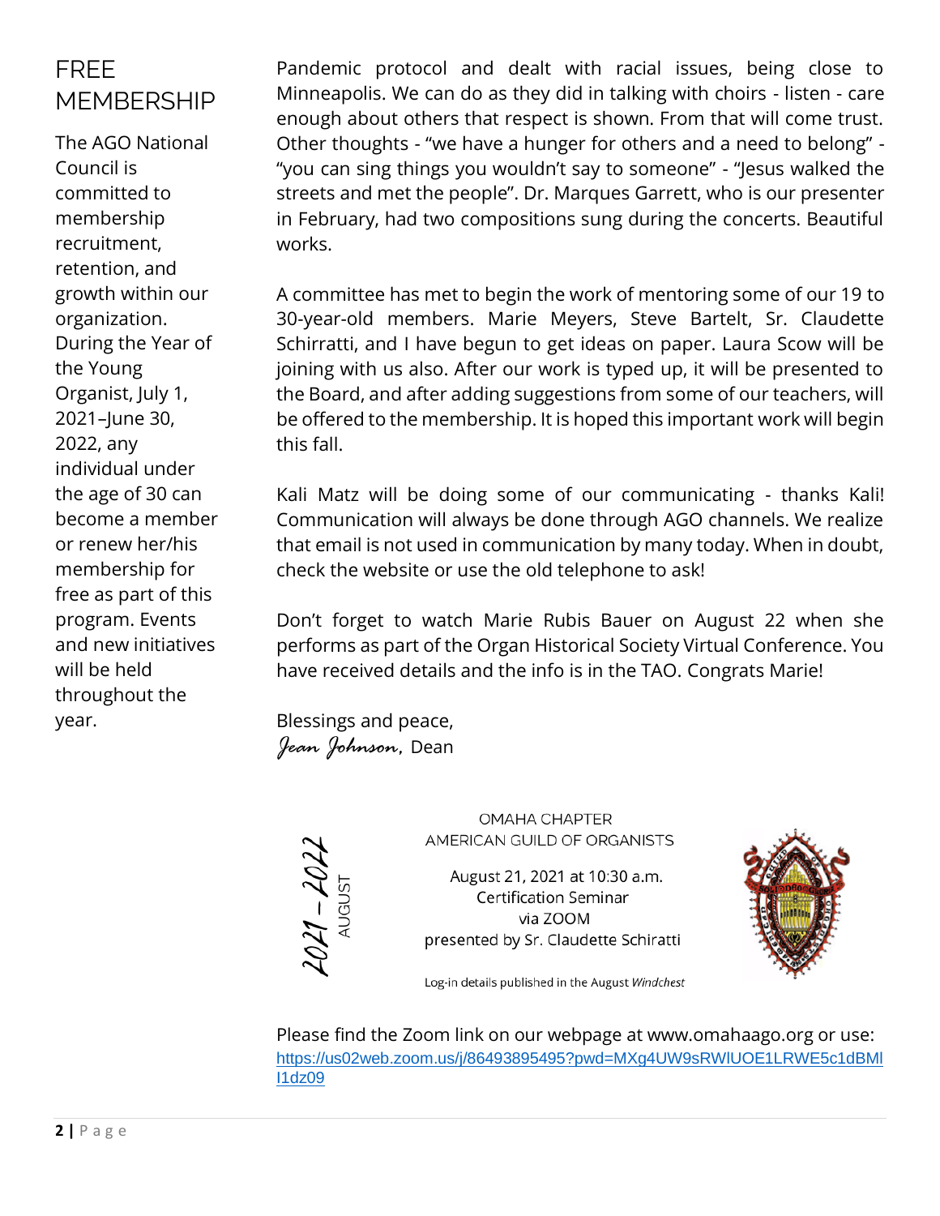## FREE MEMBERSHIP

The AGO National Council is committed to membership recruitment, retention, and growth within our organization. During the Year of the Young Organist, July 1, 2021–June 30, 2022, any individual under the age of 30 can become a member or renew her/his membership for free as part of this program. Events and new initiatives will be held throughout the year.

Pandemic protocol and dealt with racial issues, being close to Minneapolis. We can do as they did in talking with choirs - listen - care enough about others that respect is shown. From that will come trust. Other thoughts - “we have a hunger for others and a need to belong” - “you can sing things you wouldn’t say to someone” - “Jesus walked the streets and met the people”. Dr. Marques Garrett, who is our presenter in February, had two compositions sung during the concerts. Beautiful works.

A committee has met to begin the work of mentoring some of our 19 to 30-year-old members. Marie Meyers, Steve Bartelt, Sr. Claudette Schirratti, and I have begun to get ideas on paper. Laura Scow will be joining with us also. After our work is typed up, it will be presented to the Board, and after adding suggestions from some of our teachers, will be offered to the membership. It is hoped this important work will begin this fall.

Kali Matz will be doing some of our communicating - thanks Kali! Communication will always be done through AGO channels. We realize that email is not used in communication by many today. When in doubt, check the website or use the old telephone to ask!

Don’t forget to watch Marie Rubis Bauer on August 22 when she performs as part of the Organ Historical Society Virtual Conference. You have received details and the info is in the TAO. Congrats Marie!

Blessings and peace,
*Jean Johnson*, Dean

2021 – 2022 AUGUST

OMAHA CHAPTER
AMERICAN GUILD OF ORGANISTS

August 21, 2021 at 10:30 a.m.
Certification Seminar
via ZOOM
presented by Sr. Claudette Schiratti

Log-in details published in the August *Windchest*

Please find the Zoom link on our webpage at www.omahaago.org or use:
https://us02web.zoom.us/j/86493895495?pwd=MXg4UW9sRWlUOE1LRWE5c1dBMlI1dz09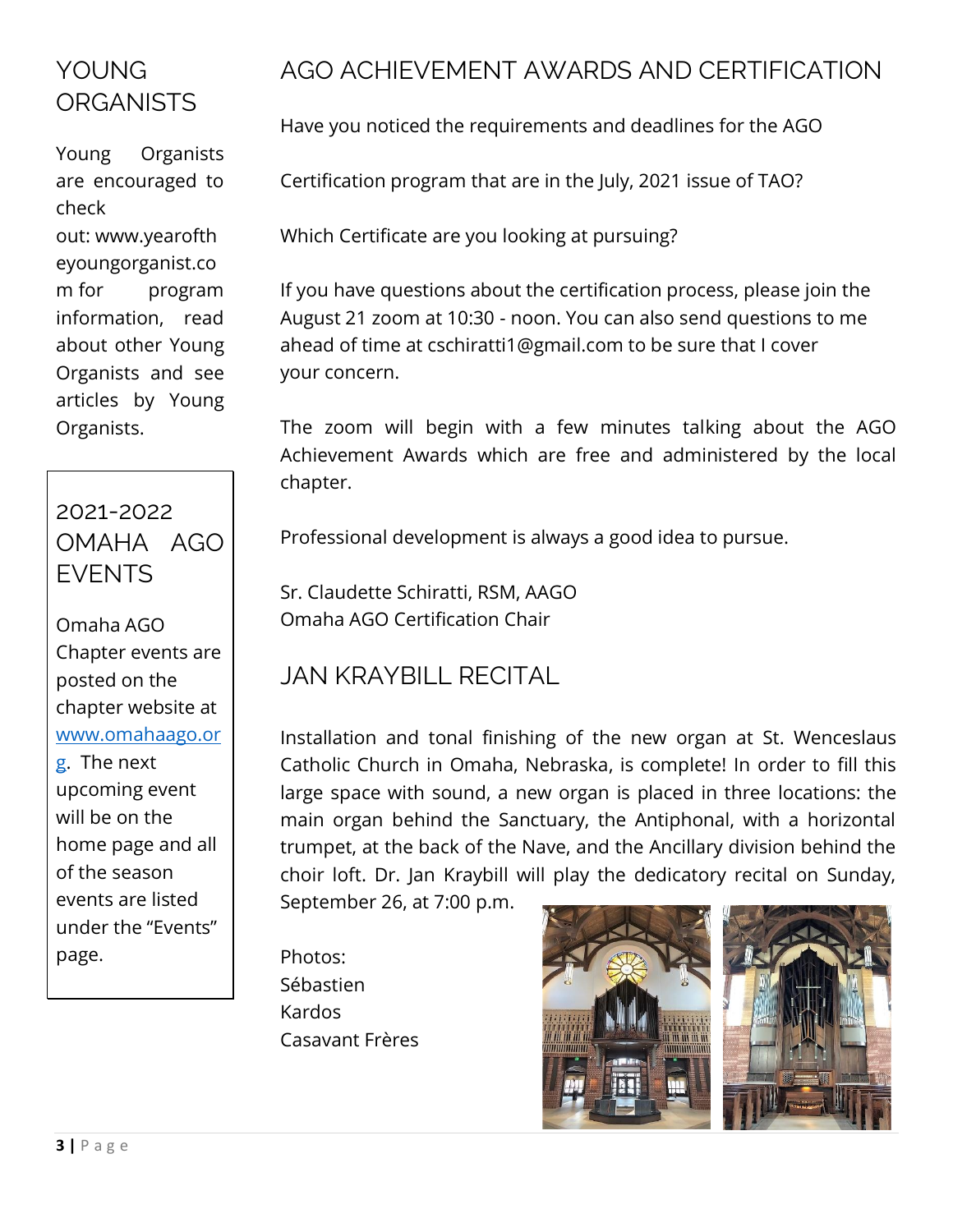## YOUNG ORGANISTS

Young Organists are encouraged to check out: www.yearoftheyoungorganist.com for program information, read about other Young Organists and see articles by Young Organists.

## 2021-2022 OMAHA AGO EVENTS

Omaha AGO Chapter events are posted on the chapter website at [www.omahaago.org](http://www.omahaago.org). The next upcoming event will be on the home page and all of the season events are listed under the "Events" page.

## AGO ACHIEVEMENT AWARDS AND CERTIFICATION

Have you noticed the requirements and deadlines for the AGO

Certification program that are in the July, 2021 issue of TAO?

Which Certificate are you looking at pursuing?

If you have questions about the certification process, please join the August 21 zoom at 10:30 - noon. You can also send questions to me ahead of time at cschiratti1@gmail.com to be sure that I cover your concern.

The zoom will begin with a few minutes talking about the AGO Achievement Awards which are free and administered by the local chapter.

Professional development is always a good idea to pursue.

Sr. Claudette Schiratti, RSM, AAGO
Omaha AGO Certification Chair

## JAN KRAYBILL RECITAL

Installation and tonal finishing of the new organ at St. Wenceslaus Catholic Church in Omaha, Nebraska, is complete! In order to fill this large space with sound, a new organ is placed in three locations: the main organ behind the Sanctuary, the Antiphonal, with a horizontal trumpet, at the back of the Nave, and the Ancillary division behind the choir loft. Dr. Jan Kraybill will play the dedicatory recital on Sunday, September 26, at 7:00 p.m.

Photos:
Sébastien
Kardos
Casavant Frères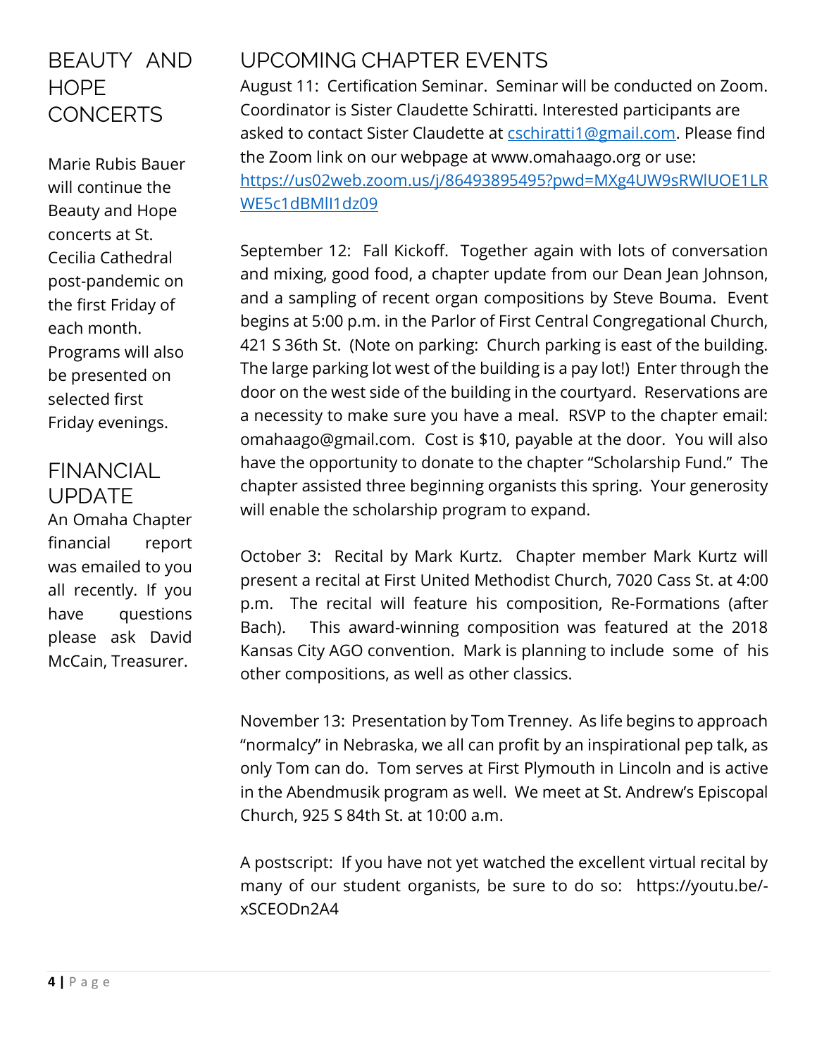## BEAUTY AND HOPE CONCERTS

Marie Rubis Bauer will continue the Beauty and Hope concerts at St. Cecilia Cathedral post-pandemic on the first Friday of each month. Programs will also be presented on selected first Friday evenings.

## FINANCIAL UPDATE

An Omaha Chapter financial report was emailed to you all recently. If you have questions please ask David McCain, Treasurer.

## UPCOMING CHAPTER EVENTS

August 11: Certification Seminar. Seminar will be conducted on Zoom. Coordinator is Sister Claudette Schiratti. Interested participants are asked to contact Sister Claudette at cschiratti1@gmail.com. Please find the Zoom link on our webpage at www.omahaago.org or use: https://us02web.zoom.us/j/86493895495?pwd=MXg4UW9sRWlUOE1LRWE5c1dBMlI1dz09

September 12: Fall Kickoff. Together again with lots of conversation and mixing, good food, a chapter update from our Dean Jean Johnson, and a sampling of recent organ compositions by Steve Bouma. Event begins at 5:00 p.m. in the Parlor of First Central Congregational Church, 421 S 36th St. (Note on parking: Church parking is east of the building. The large parking lot west of the building is a pay lot!) Enter through the door on the west side of the building in the courtyard. Reservations are a necessity to make sure you have a meal. RSVP to the chapter email: omahaago@gmail.com. Cost is $10, payable at the door. You will also have the opportunity to donate to the chapter "Scholarship Fund." The chapter assisted three beginning organists this spring. Your generosity will enable the scholarship program to expand.

October 3: Recital by Mark Kurtz. Chapter member Mark Kurtz will present a recital at First United Methodist Church, 7020 Cass St. at 4:00 p.m. The recital will feature his composition, Re-Formations (after Bach). This award-winning composition was featured at the 2018 Kansas City AGO convention. Mark is planning to include some of his other compositions, as well as other classics.

November 13: Presentation by Tom Trenney. As life begins to approach "normalcy" in Nebraska, we all can profit by an inspirational pep talk, as only Tom can do. Tom serves at First Plymouth in Lincoln and is active in the Abendmusik program as well. We meet at St. Andrew's Episcopal Church, 925 S 84th St. at 10:00 a.m.

A postscript: If you have not yet watched the excellent virtual recital by many of our student organists, be sure to do so: https://youtu.be/-xSCEODn2A4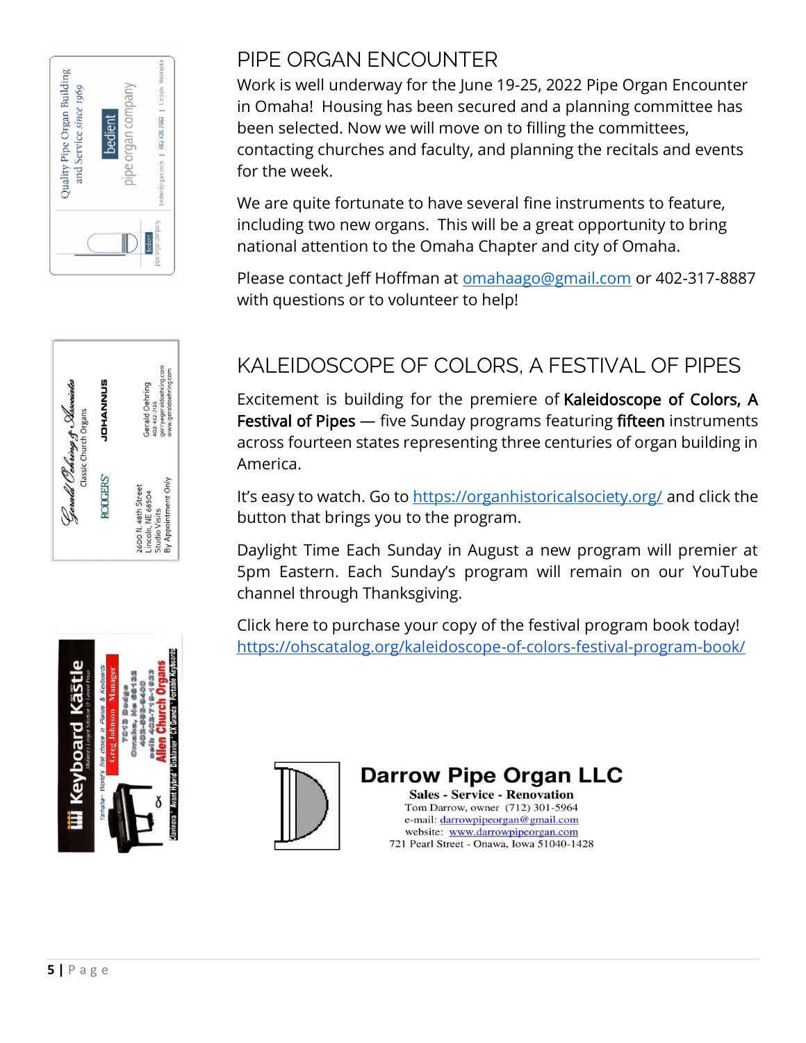Quality Pipe Organ Building and Service *since 1969*

bedient pipe organ company

bedientorgan.com | 402.420.7662 | Lincoln, Nebraska

Gerald Oehring & Associates

Classic Church Organs

RODGERS JOHANNUS

2600 N. 48th Street
Lincoln, NE 68504
Studio Visits
By Appointment Only

Gerald Oehring
402-432-7726
gerryegeraldoehring.com
www.geraldoehring.com

Keyboard Kastle

Midwest's Largest Selection & Lowest Prices

Yamaha – World's first choice in Pianos & Keyboards

Greg Johnson Manager

7013 Dodge
Omaha, Ne 68132
402-593-9400
cell 402-719-1933

Allen Church Organs

Clavinova * Avant Hybrid * Disklavier * CX Grands * Portable Keyboards

## PIPE ORGAN ENCOUNTER

Work is well underway for the June 19-25, 2022 Pipe Organ Encounter in Omaha! Housing has been secured and a planning committee has been selected. Now we will move on to filling the committees, contacting churches and faculty, and planning the recitals and events for the week.

We are quite fortunate to have several fine instruments to feature, including two new organs. This will be a great opportunity to bring national attention to the Omaha Chapter and city of Omaha.

Please contact Jeff Hoffman at omahaago@gmail.com or 402-317-8887 with questions or to volunteer to help!

## KALEIDOSCOPE OF COLORS, A FESTIVAL OF PIPES

Excitement is building for the premiere of **Kaleidoscope of Colors, A Festival of Pipes** — five Sunday programs featuring **fifteen** instruments across fourteen states representing three centuries of organ building in America.

It's easy to watch. Go to https://organhistoricalsociety.org/ and click the button that brings you to the program.

Daylight Time Each Sunday in August a new program will premier at 5pm Eastern. Each Sunday's program will remain on our YouTube channel through Thanksgiving.

Click here to purchase your copy of the festival program book today!
https://ohscatalog.org/kaleidoscope-of-colors-festival-program-book/

**Darrow Pipe Organ LLC**

**Sales - Service - Renovation**

Tom Darrow, owner (712) 301-5964
e-mail: darrowpipeorgan@gmail.com
website: www.darrowpipeorgan.com
721 Pearl Street - Onawa, Iowa 51040-1428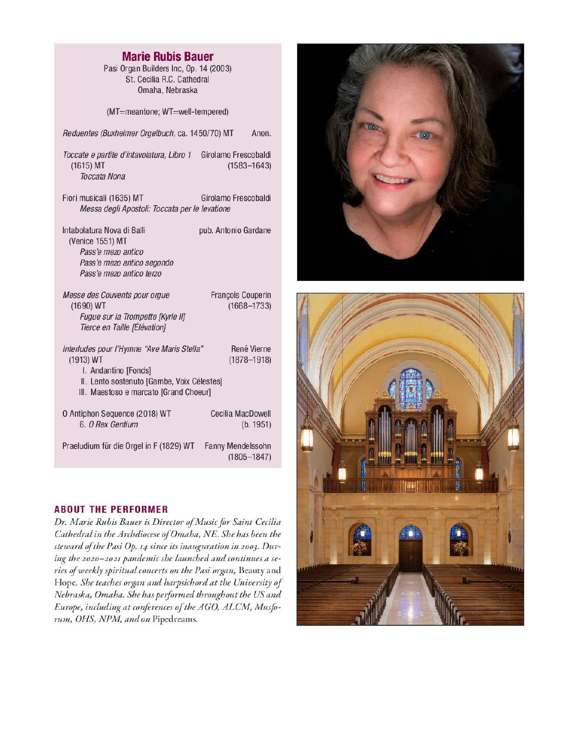## Marie Rubis Bauer

Pasi Organ Builders Inc, Op. 14 (2003)
St. Cecilia R.C. Cathedral
Omaha, Nebraska

(MT=meantone; WT=well-tempered)

*Reduentes (Buxheimer Orgelbuch*, ca. 1450/70) MT — Anon.

*Toccate e partite d'intavolatura, Libro 1* (1615) MT — Girolamo Frescobaldi (1583–1643)
*Toccata Nona*

Fiori musicali (1635) MT — Girolamo Frescobaldi
*Messa degli Apostoli: Toccata per le levatione*

Intabolatura Nova di Balli (Venice 1551) MT — pub. Antonio Gardane
*Pass'e mezo antico*
*Pass'e mezo antico segondo*
*Pass'e mezo antico terzo*

*Messe des Couvents pour orgue* (1690) WT — François Couperin (1668–1733)
*Fugue sur la Trompette [Kyrie II]*
*Tierce en Taille [Élévation]*

*Interludes pour l'Hymne "Ave Maris Stella"* (1913) WT — René Vierne (1878–1918)
I. Andantino [Fonds]
II. Lento sostenuto [Gambe, Voix Célestes]
III. Maestoso e marcato [Grand Choeur]

O Antiphon Sequence (2018) WT — Cecilia MacDowell (b. 1951)
6. *O Rex Gentium*

Praeludium für die Orgel in F (1829) WT — Fanny Mendelssohn (1805–1847)

### ABOUT THE PERFORMER

*Dr. Marie Rubis Bauer is Director of Music for Saint Cecilia Cathedral in the Archdiocese of Omaha, NE. She has been the steward of the Pasi Op. 14 since its inauguration in 2003. During the 2020–2021 pandemic she launched and continues a series of weekly spiritual concerts on the Pasi organ,* Beauty and Hope. *She teaches organ and harpsichord at the University of Nebraska, Omaha. She has performed throughout the US and Europe, including at conferences of the AGO, ALCM, Musforum, OHS, NPM, and on* Pipedreams.